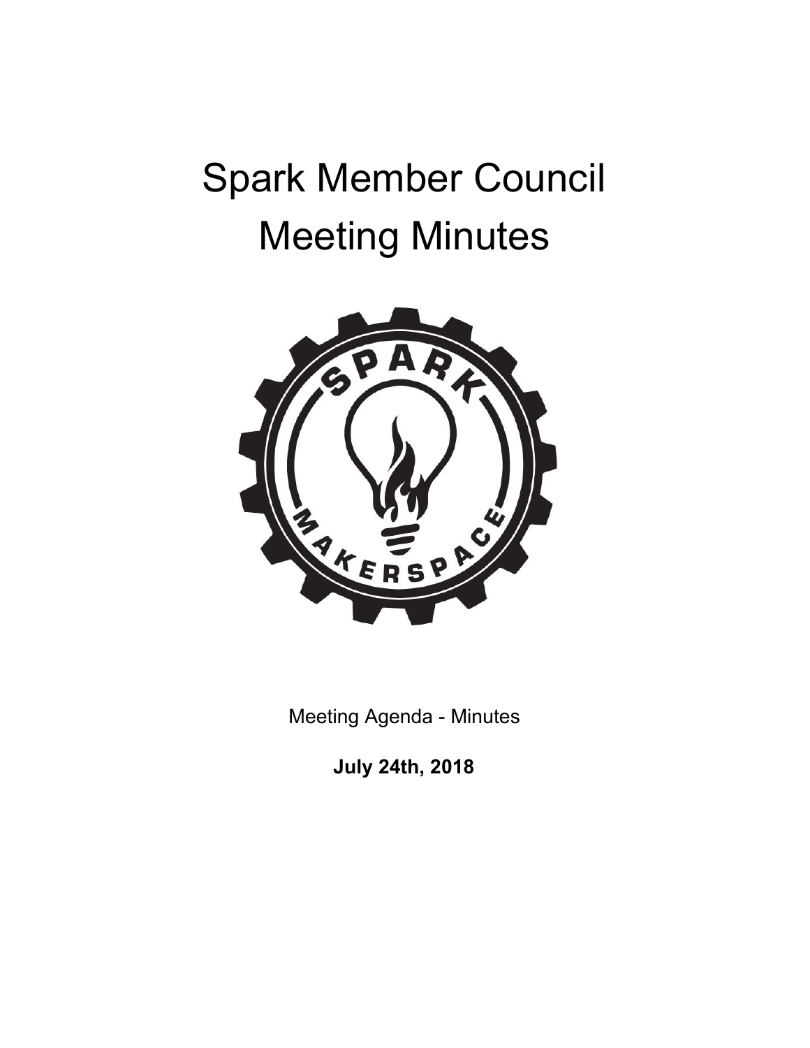# Spark Member Council
# Meeting Minutes

Meeting Agenda - Minutes

**July 24th, 2018**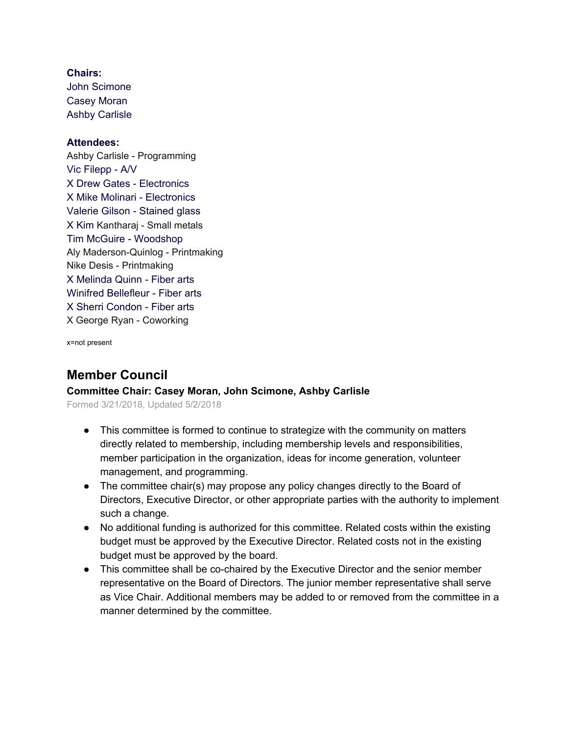**Chairs:**
John Scimone
Casey Moran
Ashby Carlisle

**Attendees:**
Ashby Carlisle - Programming
Vic Filepp - A/V
X Drew Gates - Electronics
X Mike Molinari - Electronics
Valerie Gilson - Stained glass
X Kim Kantharaj - Small metals
Tim McGuire - Woodshop
Aly Maderson-Quinlog - Printmaking
Nike Desis - Printmaking
X Melinda Quinn - Fiber arts
Winifred Bellefleur - Fiber arts
X Sherri Condon - Fiber arts
X George Ryan - Coworking

x=not present

## Member Council

**Committee Chair: Casey Moran, John Scimone, Ashby Carlisle**
Formed 3/21/2018, Updated 5/2/2018

- This committee is formed to continue to strategize with the community on matters directly related to membership, including membership levels and responsibilities, member participation in the organization, ideas for income generation, volunteer management, and programming.
- The committee chair(s) may propose any policy changes directly to the Board of Directors, Executive Director, or other appropriate parties with the authority to implement such a change.
- No additional funding is authorized for this committee. Related costs within the existing budget must be approved by the Executive Director. Related costs not in the existing budget must be approved by the board.
- This committee shall be co-chaired by the Executive Director and the senior member representative on the Board of Directors. The junior member representative shall serve as Vice Chair. Additional members may be added to or removed from the committee in a manner determined by the committee.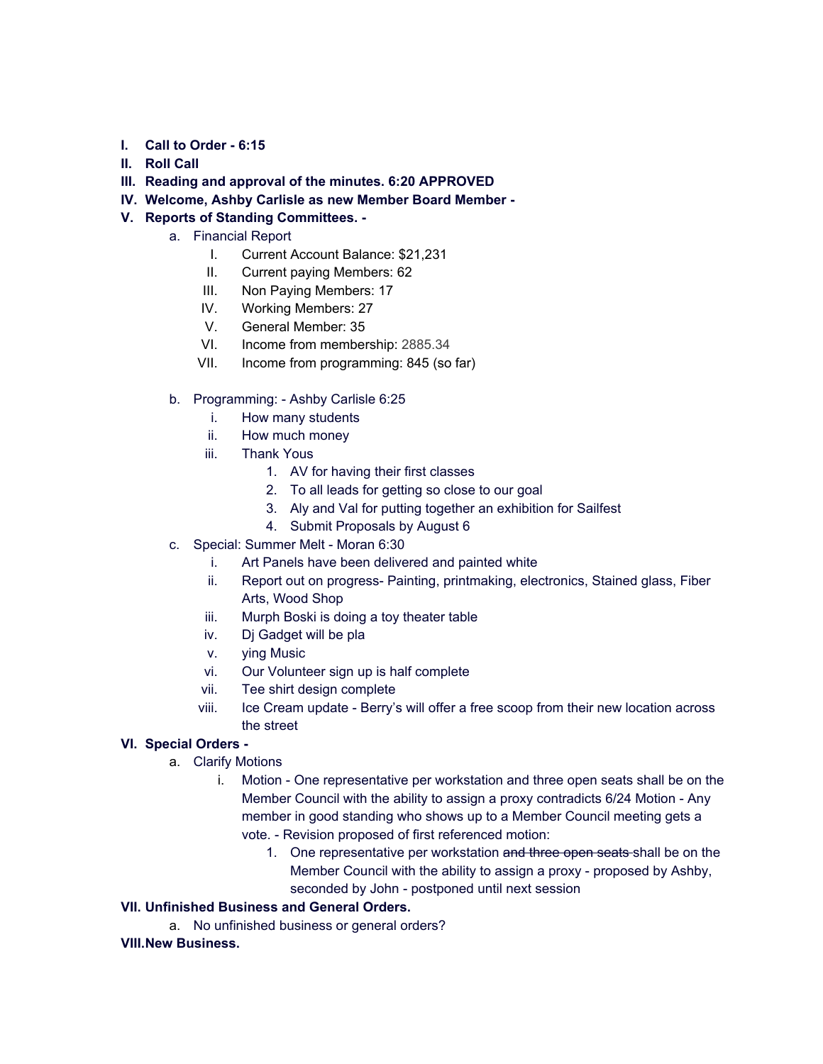I. **Call to Order - 6:15**
II. **Roll Call**
III. **Reading and approval of the minutes. 6:20 APPROVED**
IV. **Welcome, Ashby Carlisle as new Member Board Member -**
V. **Reports of Standing Committees. -**
    a. Financial Report
        I. Current Account Balance: $21,231
        II. Current paying Members: 62
        III. Non Paying Members: 17
        IV. Working Members: 27
        V. General Member: 35
        VI. Income from membership: 2885.34
        VII. Income from programming: 845 (so far)

    b. Programming: - Ashby Carlisle 6:25
        i. How many students
        ii. How much money
        iii. Thank Yous
            1. AV for having their first classes
            2. To all leads for getting so close to our goal
            3. Aly and Val for putting together an exhibition for Sailfest
            4. Submit Proposals by August 6
    c. Special: Summer Melt - Moran 6:30
        i. Art Panels have been delivered and painted white
        ii. Report out on progress- Painting, printmaking, electronics, Stained glass, Fiber Arts, Wood Shop
        iii. Murph Boski is doing a toy theater table
        iv. Dj Gadget will be pla
        v. ying Music
        vi. Our Volunteer sign up is half complete
        vii. Tee shirt design complete
        viii. Ice Cream update - Berry's will offer a free scoop from their new location across the street
VI. **Special Orders -**
    a. Clarify Motions
        i. Motion - One representative per workstation and three open seats shall be on the Member Council with the ability to assign a proxy contradicts 6/24 Motion - Any member in good standing who shows up to a Member Council meeting gets a vote. - Revision proposed of first referenced motion:
            1. One representative per workstation ~~and three open seats~~ shall be on the Member Council with the ability to assign a proxy - proposed by Ashby, seconded by John - postponed until next session

VII. **Unfinished Business and General Orders.**
    a. No unfinished business or general orders?

VIII. **New Business.**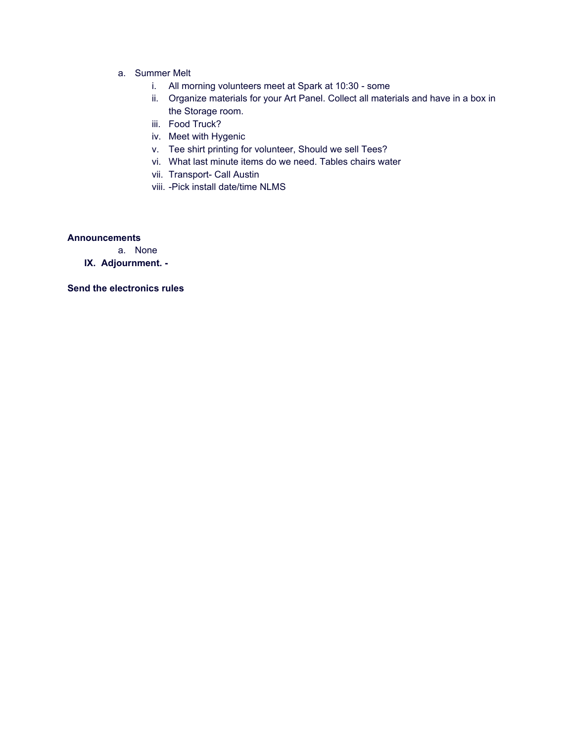a. Summer Melt
   i. All morning volunteers meet at Spark at 10:30 - some
   ii. Organize materials for your Art Panel. Collect all materials and have in a box in the Storage room.
   iii. Food Truck?
   iv. Meet with Hygenic
   v. Tee shirt printing for volunteer, Should we sell Tees?
   vi. What last minute items do we need. Tables chairs water
   vii. Transport- Call Austin
   viii. -Pick install date/time NLMS

**Announcements**

a. None

**IX. Adjournment. -**

**Send the electronics rules**